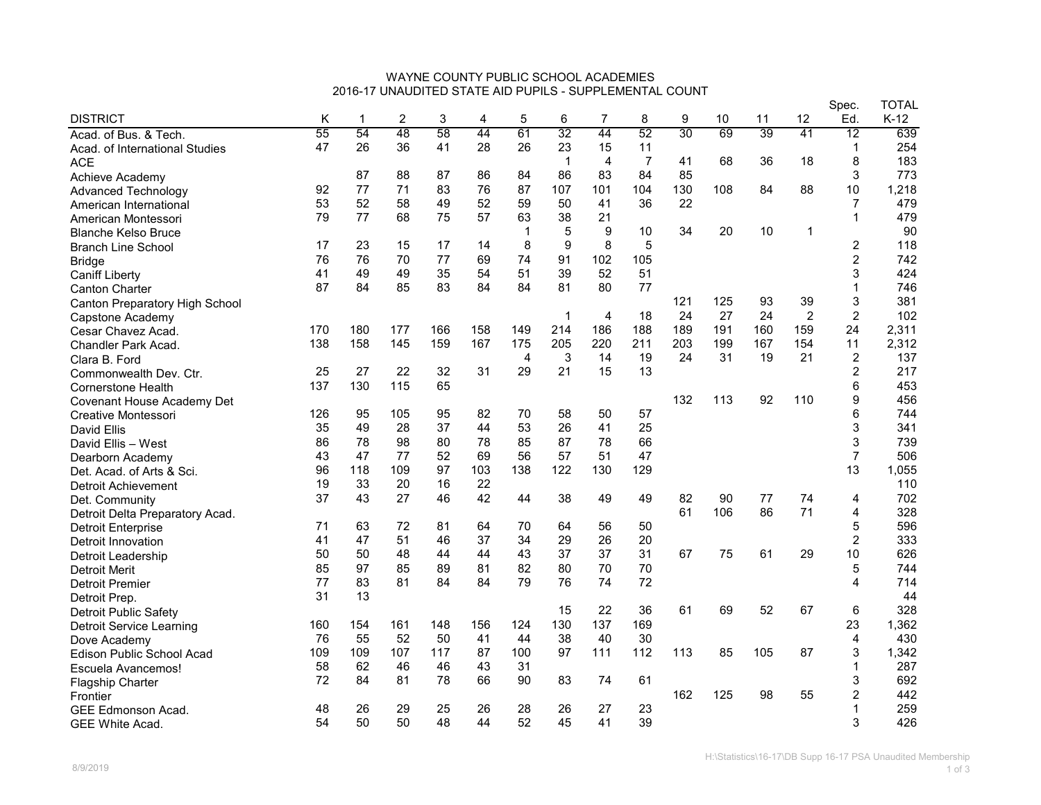WAYNE COUNTY PUBLIC SCHOOL ACADEMIES
2016-17 UNAUDITED STATE AID PUPILS - SUPPLEMENTAL COUNT

| DISTRICT | K | 1 | 2 | 3 | 4 | 5 | 6 | 7 | 8 | 9 | 10 | 11 | 12 | Spec. Ed. | TOTAL K-12 |
|---|---|---|---|---|---|---|---|---|---|---|---|---|---|---|---|
| Acad. of Bus. & Tech. | 55 | 54 | 48 | 58 | 44 | 61 | 32 | 44 | 52 | 30 | 69 | 39 | 41 | 12 | 639 |
| Acad. of International Studies | 47 | 26 | 36 | 41 | 28 | 26 | 23 | 15 | 11 | | | | | 1 | 254 |
| ACE | | | | | | | 1 | 4 | 7 | 41 | 68 | 36 | 18 | 8 | 183 |
| Achieve Academy | | 87 | 88 | 87 | 86 | 84 | 86 | 83 | 84 | 85 | | | | 3 | 773 |
| Advanced Technology | 92 | 77 | 71 | 83 | 76 | 87 | 107 | 101 | 104 | 130 | 108 | 84 | 88 | 10 | 1,218 |
| American International | 53 | 52 | 58 | 49 | 52 | 59 | 50 | 41 | 36 | 22 | | | | 7 | 479 |
| American Montessori | 79 | 77 | 68 | 75 | 57 | 63 | 38 | 21 | | | | | | 1 | 479 |
| Blanche Kelso Bruce | | | | | | 1 | 5 | 9 | 10 | 34 | 20 | 10 | 1 | | 90 |
| Branch Line School | 17 | 23 | 15 | 17 | 14 | 8 | 9 | 8 | 5 | | | | | 2 | 118 |
| Bridge | 76 | 76 | 70 | 77 | 69 | 74 | 91 | 102 | 105 | | | | | 2 | 742 |
| Caniff Liberty | 41 | 49 | 49 | 35 | 54 | 51 | 39 | 52 | 51 | | | | | 3 | 424 |
| Canton Charter | 87 | 84 | 85 | 83 | 84 | 84 | 81 | 80 | 77 | | | | | 1 | 746 |
| Canton Preparatory High School | | | | | | | | | | 121 | 125 | 93 | 39 | 3 | 381 |
| Capstone Academy | | | | | | | 1 | 4 | 18 | 24 | 27 | 24 | 2 | 2 | 102 |
| Cesar Chavez Acad. | 170 | 180 | 177 | 166 | 158 | 149 | 214 | 186 | 188 | 189 | 191 | 160 | 159 | 24 | 2,311 |
| Chandler Park Acad. | 138 | 158 | 145 | 159 | 167 | 175 | 205 | 220 | 211 | 203 | 199 | 167 | 154 | 11 | 2,312 |
| Clara B. Ford | | | | | | 4 | 3 | 14 | 19 | 24 | 31 | 19 | 21 | 2 | 137 |
| Commonwealth Dev. Ctr. | 25 | 27 | 22 | 32 | 31 | 29 | 21 | 15 | 13 | | | | | 2 | 217 |
| Cornerstone Health | 137 | 130 | 115 | 65 | | | | | | | | | | 6 | 453 |
| Covenant House Academy Det | | | | | | | | | | 132 | 113 | 92 | 110 | 9 | 456 |
| Creative Montessori | 126 | 95 | 105 | 95 | 82 | 70 | 58 | 50 | 57 | | | | | 6 | 744 |
| David Ellis | 35 | 49 | 28 | 37 | 44 | 53 | 26 | 41 | 25 | | | | | 3 | 341 |
| David Ellis – West | 86 | 78 | 98 | 80 | 78 | 85 | 87 | 78 | 66 | | | | | 3 | 739 |
| Dearborn Academy | 43 | 47 | 77 | 52 | 69 | 56 | 57 | 51 | 47 | | | | | 7 | 506 |
| Det. Acad. of Arts & Sci. | 96 | 118 | 109 | 97 | 103 | 138 | 122 | 130 | 129 | | | | | 13 | 1,055 |
| Detroit Achievement | 19 | 33 | 20 | 16 | 22 | | | | | | | | | | 110 |
| Det. Community | 37 | 43 | 27 | 46 | 42 | 44 | 38 | 49 | 49 | 82 | 90 | 77 | 74 | 4 | 702 |
| Detroit Delta Preparatory Acad. | | | | | | | | | | 61 | 106 | 86 | 71 | 4 | 328 |
| Detroit Enterprise | 71 | 63 | 72 | 81 | 64 | 70 | 64 | 56 | 50 | | | | | 5 | 596 |
| Detroit Innovation | 41 | 47 | 51 | 46 | 37 | 34 | 29 | 26 | 20 | | | | | 2 | 333 |
| Detroit Leadership | 50 | 50 | 48 | 44 | 44 | 43 | 37 | 37 | 31 | 67 | 75 | 61 | 29 | 10 | 626 |
| Detroit Merit | 85 | 97 | 85 | 89 | 81 | 82 | 80 | 70 | 70 | | | | | 5 | 744 |
| Detroit Premier | 77 | 83 | 81 | 84 | 84 | 79 | 76 | 74 | 72 | | | | | 4 | 714 |
| Detroit Prep. | 31 | 13 | | | | | | | | | | | | | 44 |
| Detroit Public Safety | | | | | | | 15 | 22 | 36 | 61 | 69 | 52 | 67 | 6 | 328 |
| Detroit Service Learning | 160 | 154 | 161 | 148 | 156 | 124 | 130 | 137 | 169 | | | | | 23 | 1,362 |
| Dove Academy | 76 | 55 | 52 | 50 | 41 | 44 | 38 | 40 | 30 | | | | | 4 | 430 |
| Edison Public School Acad | 109 | 109 | 107 | 117 | 87 | 100 | 97 | 111 | 112 | 113 | 85 | 105 | 87 | 3 | 1,342 |
| Escuela Avancemos! | 58 | 62 | 46 | 46 | 43 | 31 | | | | | | | | 1 | 287 |
| Flagship Charter | 72 | 84 | 81 | 78 | 66 | 90 | 83 | 74 | 61 | | | | | 3 | 692 |
| Frontier | | | | | | | | | | 162 | 125 | 98 | 55 | 2 | 442 |
| GEE Edmonson Acad. | 48 | 26 | 29 | 25 | 26 | 28 | 26 | 27 | 23 | | | | | 1 | 259 |
| GEE White Acad. | 54 | 50 | 50 | 48 | 44 | 52 | 45 | 41 | 39 | | | | | 3 | 426 |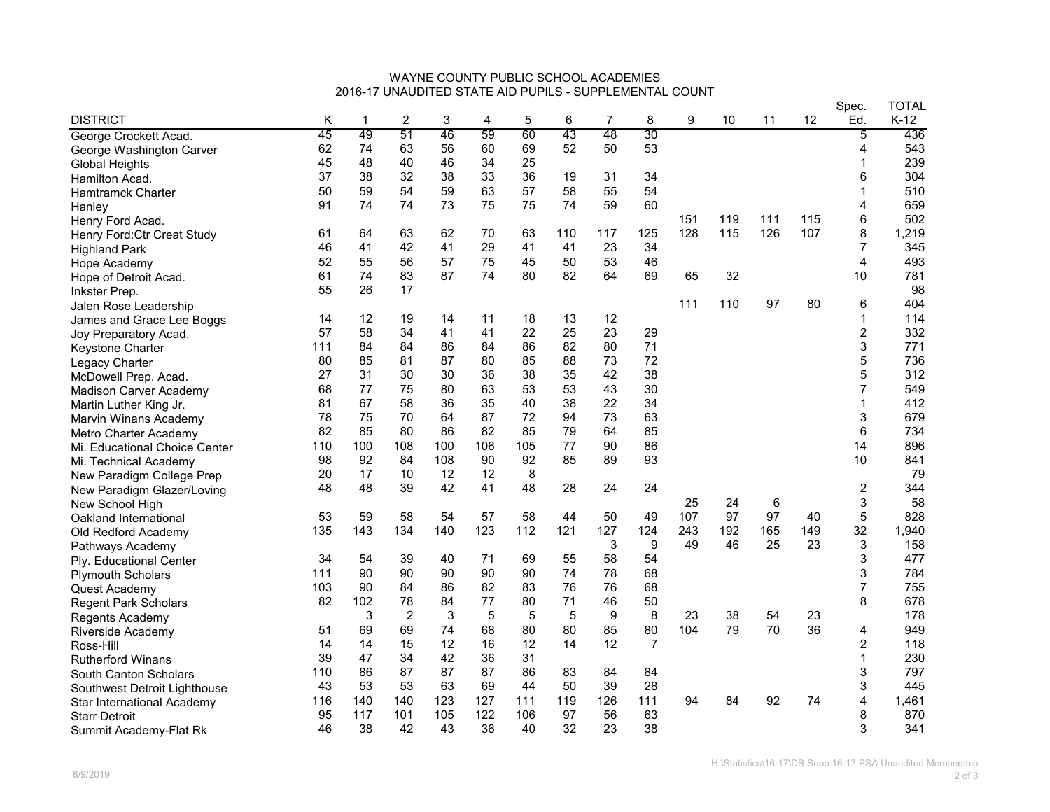WAYNE COUNTY PUBLIC SCHOOL ACADEMIES
2016-17 UNAUDITED STATE AID PUPILS - SUPPLEMENTAL COUNT

| DISTRICT | K | 1 | 2 | 3 | 4 | 5 | 6 | 7 | 8 | 9 | 10 | 11 | 12 | Spec. Ed. | TOTAL K-12 |
|---|---|---|---|---|---|---|---|---|---|---|---|---|---|---|---|
| George Crockett Acad. | 45 | 49 | 51 | 46 | 59 | 60 | 43 | 48 | 30 | | | | | 5 | 436 |
| George Washington Carver | 62 | 74 | 63 | 56 | 60 | 69 | 52 | 50 | 53 | | | | | 4 | 543 |
| Global Heights | 45 | 48 | 40 | 46 | 34 | 25 | | | | | | | | 1 | 239 |
| Hamilton Acad. | 37 | 38 | 32 | 38 | 33 | 36 | 19 | 31 | 34 | | | | | 6 | 304 |
| Hamtramck Charter | 50 | 59 | 54 | 59 | 63 | 57 | 58 | 55 | 54 | | | | | 1 | 510 |
| Hanley | 91 | 74 | 74 | 73 | 75 | 75 | 74 | 59 | 60 | | | | | 4 | 659 |
| Henry Ford Acad. | | | | | | | | | | 151 | 119 | 111 | 115 | 6 | 502 |
| Henry Ford:Ctr Creat Study | 61 | 64 | 63 | 62 | 70 | 63 | 110 | 117 | 125 | 128 | 115 | 126 | 107 | 8 | 1,219 |
| Highland Park | 46 | 41 | 42 | 41 | 29 | 41 | 41 | 23 | 34 | | | | | 7 | 345 |
| Hope Academy | 52 | 55 | 56 | 57 | 75 | 45 | 50 | 53 | 46 | | | | | 4 | 493 |
| Hope of Detroit Acad. | 61 | 74 | 83 | 87 | 74 | 80 | 82 | 64 | 69 | 65 | 32 | | | 10 | 781 |
| Inkster Prep. | 55 | 26 | 17 | | | | | | | | | | | | 98 |
| Jalen Rose Leadership | | | | | | | | | | 111 | 110 | 97 | 80 | 6 | 404 |
| James and Grace Lee Boggs | 14 | 12 | 19 | 14 | 11 | 18 | 13 | 12 | | | | | | 1 | 114 |
| Joy Preparatory Acad. | 57 | 58 | 34 | 41 | 41 | 22 | 25 | 23 | 29 | | | | | 2 | 332 |
| Keystone Charter | 111 | 84 | 84 | 86 | 84 | 86 | 82 | 80 | 71 | | | | | 3 | 771 |
| Legacy Charter | 80 | 85 | 81 | 87 | 80 | 85 | 88 | 73 | 72 | | | | | 5 | 736 |
| McDowell Prep. Acad. | 27 | 31 | 30 | 30 | 36 | 38 | 35 | 42 | 38 | | | | | 5 | 312 |
| Madison Carver Academy | 68 | 77 | 75 | 80 | 63 | 53 | 53 | 43 | 30 | | | | | 7 | 549 |
| Martin Luther King Jr. | 81 | 67 | 58 | 36 | 35 | 40 | 38 | 22 | 34 | | | | | 1 | 412 |
| Marvin Winans Academy | 78 | 75 | 70 | 64 | 87 | 72 | 94 | 73 | 63 | | | | | 3 | 679 |
| Metro Charter Academy | 82 | 85 | 80 | 86 | 82 | 85 | 79 | 64 | 85 | | | | | 6 | 734 |
| Mi. Educational Choice Center | 110 | 100 | 108 | 100 | 106 | 105 | 77 | 90 | 86 | | | | | 14 | 896 |
| Mi. Technical Academy | 98 | 92 | 84 | 108 | 90 | 92 | 85 | 89 | 93 | | | | | 10 | 841 |
| New Paradigm College Prep | 20 | 17 | 10 | 12 | 12 | 8 | | | | | | | | | 79 |
| New Paradigm Glazer/Loving | 48 | 48 | 39 | 42 | 41 | 48 | 28 | 24 | 24 | | | | | 2 | 344 |
| New School High | | | | | | | | | | 25 | 24 | 6 | | 3 | 58 |
| Oakland International | 53 | 59 | 58 | 54 | 57 | 58 | 44 | 50 | 49 | 107 | 97 | 97 | 40 | 5 | 828 |
| Old Redford Academy | 135 | 143 | 134 | 140 | 123 | 112 | 121 | 127 | 124 | 243 | 192 | 165 | 149 | 32 | 1,940 |
| Pathways Academy | | | | | | | | 3 | 9 | 49 | 46 | 25 | 23 | 3 | 158 |
| Ply. Educational Center | 34 | 54 | 39 | 40 | 71 | 69 | 55 | 58 | 54 | | | | | 3 | 477 |
| Plymouth Scholars | 111 | 90 | 90 | 90 | 90 | 90 | 74 | 78 | 68 | | | | | 3 | 784 |
| Quest Academy | 103 | 90 | 84 | 86 | 82 | 83 | 76 | 76 | 68 | | | | | 7 | 755 |
| Regent Park Scholars | 82 | 102 | 78 | 84 | 77 | 80 | 71 | 46 | 50 | | | | | 8 | 678 |
| Regents Academy | | 3 | 2 | 3 | 5 | 5 | 5 | 9 | 8 | 23 | 38 | 54 | 23 | | 178 |
| Riverside Academy | 51 | 69 | 69 | 74 | 68 | 80 | 80 | 85 | 80 | 104 | 79 | 70 | 36 | 4 | 949 |
| Ross-Hill | 14 | 14 | 15 | 12 | 16 | 12 | 14 | 12 | 7 | | | | | 2 | 118 |
| Rutherford Winans | 39 | 47 | 34 | 42 | 36 | 31 | | | | | | | | 1 | 230 |
| South Canton Scholars | 110 | 86 | 87 | 87 | 87 | 86 | 83 | 84 | 84 | | | | | 3 | 797 |
| Southwest Detroit Lighthouse | 43 | 53 | 53 | 63 | 69 | 44 | 50 | 39 | 28 | | | | | 3 | 445 |
| Star International Academy | 116 | 140 | 140 | 123 | 127 | 111 | 119 | 126 | 111 | 94 | 84 | 92 | 74 | 4 | 1,461 |
| Starr Detroit | 95 | 117 | 101 | 105 | 122 | 106 | 97 | 56 | 63 | | | | | 8 | 870 |
| Summit Academy-Flat Rk | 46 | 38 | 42 | 43 | 36 | 40 | 32 | 23 | 38 | | | | | 3 | 341 |

8/9/2019

H:\Statistics\16-17\DB Supp 16-17 PSA Unaudited Membership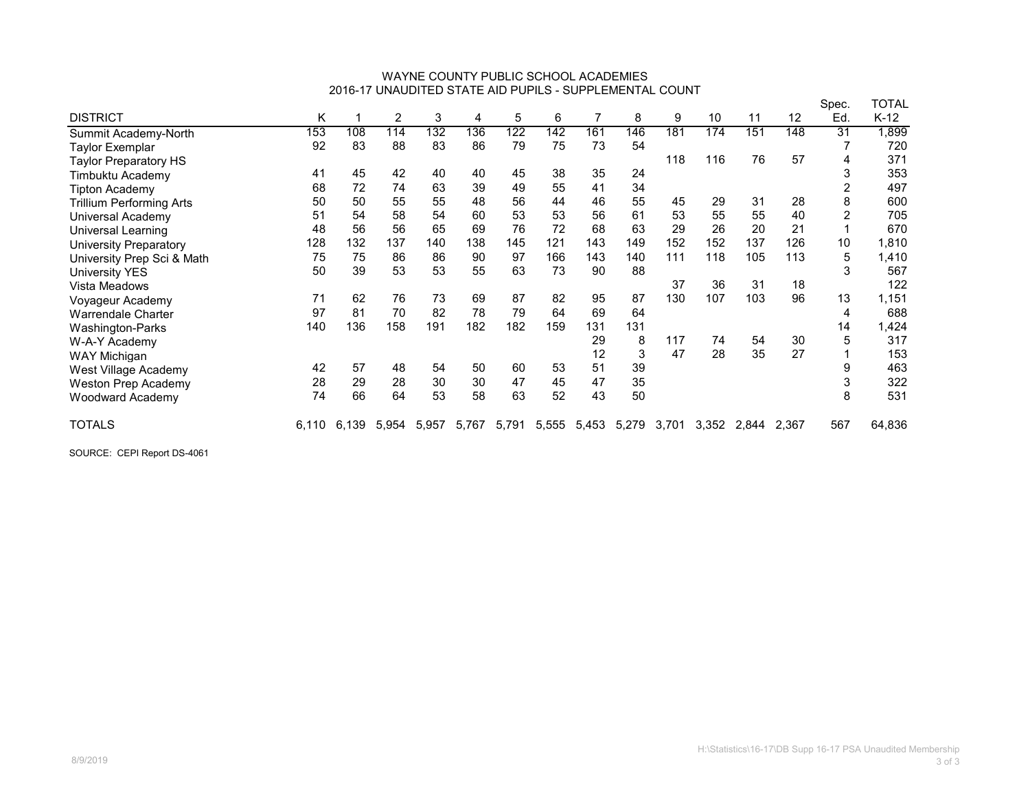# WAYNE COUNTY PUBLIC SCHOOL ACADEMIES
## 2016-17 UNAUDITED STATE AID PUPILS - SUPPLEMENTAL COUNT

| DISTRICT | K | 1 | 2 | 3 | 4 | 5 | 6 | 7 | 8 | 9 | 10 | 11 | 12 | Spec. Ed. | TOTAL K-12 |
|---|---|---|---|---|---|---|---|---|---|---|---|---|---|---|---|
| Summit Academy-North | 153 | 108 | 114 | 132 | 136 | 122 | 142 | 161 | 146 | 181 | 174 | 151 | 148 | 31 | 1,899 |
| Taylor Exemplar | 92 | 83 | 88 | 83 | 86 | 79 | 75 | 73 | 54 | | | | | 7 | 720 |
| Taylor Preparatory HS | | | | | | | | | | 118 | 116 | 76 | 57 | 4 | 371 |
| Timbuktu Academy | 41 | 45 | 42 | 40 | 40 | 45 | 38 | 35 | 24 | | | | | 3 | 353 |
| Tipton Academy | 68 | 72 | 74 | 63 | 39 | 49 | 55 | 41 | 34 | | | | | 2 | 497 |
| Trillium Performing Arts | 50 | 50 | 55 | 55 | 48 | 56 | 44 | 46 | 55 | 45 | 29 | 31 | 28 | 8 | 600 |
| Universal Academy | 51 | 54 | 58 | 54 | 60 | 53 | 53 | 56 | 61 | 53 | 55 | 55 | 40 | 2 | 705 |
| Universal Learning | 48 | 56 | 56 | 65 | 69 | 76 | 72 | 68 | 63 | 29 | 26 | 20 | 21 | 1 | 670 |
| University Preparatory | 128 | 132 | 137 | 140 | 138 | 145 | 121 | 143 | 149 | 152 | 152 | 137 | 126 | 10 | 1,810 |
| University Prep Sci & Math | 75 | 75 | 86 | 86 | 90 | 97 | 166 | 143 | 140 | 111 | 118 | 105 | 113 | 5 | 1,410 |
| University YES | 50 | 39 | 53 | 53 | 55 | 63 | 73 | 90 | 88 | | | | | 3 | 567 |
| Vista Meadows | | | | | | | | | | 37 | 36 | 31 | 18 | | 122 |
| Voyageur Academy | 71 | 62 | 76 | 73 | 69 | 87 | 82 | 95 | 87 | 130 | 107 | 103 | 96 | 13 | 1,151 |
| Warrendale Charter | 97 | 81 | 70 | 82 | 78 | 79 | 64 | 69 | 64 | | | | | 4 | 688 |
| Washington-Parks | 140 | 136 | 158 | 191 | 182 | 182 | 159 | 131 | 131 | | | | | 14 | 1,424 |
| W-A-Y Academy | | | | | | | | 29 | 8 | 117 | 74 | 54 | 30 | 5 | 317 |
| WAY Michigan | | | | | | | | 12 | 3 | 47 | 28 | 35 | 27 | 1 | 153 |
| West Village Academy | 42 | 57 | 48 | 54 | 50 | 60 | 53 | 51 | 39 | | | | | 9 | 463 |
| Weston Prep Academy | 28 | 29 | 28 | 30 | 30 | 47 | 45 | 47 | 35 | | | | | 3 | 322 |
| Woodward Academy | 74 | 66 | 64 | 53 | 58 | 63 | 52 | 43 | 50 | | | | | 8 | 531 |
| TOTALS | 6,110 | 6,139 | 5,954 | 5,957 | 5,767 | 5,791 | 5,555 | 5,453 | 5,279 | 3,701 | 3,352 | 2,844 | 2,367 | 567 | 64,836 |

SOURCE: CEPI Report DS-4061

8/9/2019

H:\Statistics\16-17\DB Supp 16-17 PSA Unaudited Membership